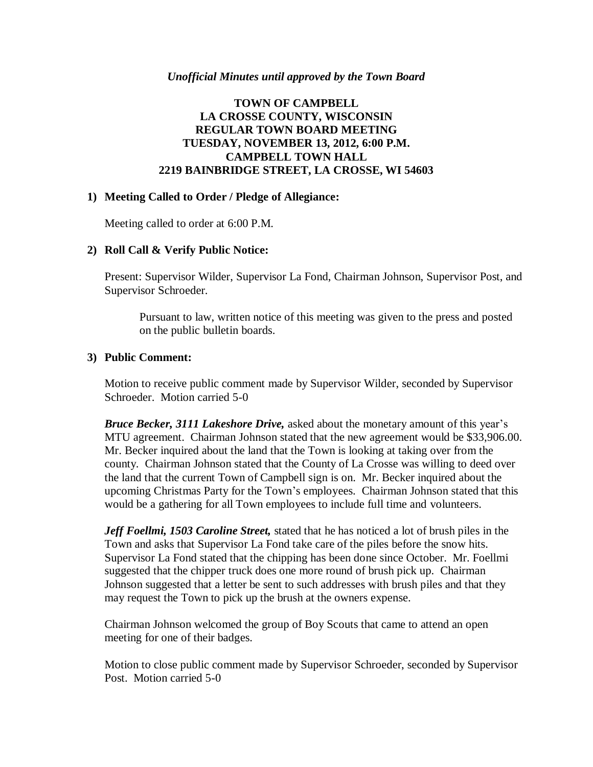*Unofficial Minutes until approved by the Town Board*

# TOWN OF CAMPBELL
# LA CROSSE COUNTY, WISCONSIN
# REGULAR TOWN BOARD MEETING
# TUESDAY, NOVEMBER 13, 2012, 6:00 P.M.
# CAMPBELL TOWN HALL
# 2219 BAINBRIDGE STREET, LA CROSSE, WI 54603

## 1) Meeting Called to Order / Pledge of Allegiance:

Meeting called to order at 6:00 P.M.

## 2) Roll Call & Verify Public Notice:

Present: Supervisor Wilder, Supervisor La Fond, Chairman Johnson, Supervisor Post, and Supervisor Schroeder.

> Pursuant to law, written notice of this meeting was given to the press and posted on the public bulletin boards.

## 3) Public Comment:

Motion to receive public comment made by Supervisor Wilder, seconded by Supervisor Schroeder. Motion carried 5-0

***Bruce Becker, 3111 Lakeshore Drive,*** asked about the monetary amount of this year's MTU agreement. Chairman Johnson stated that the new agreement would be $33,906.00. Mr. Becker inquired about the land that the Town is looking at taking over from the county. Chairman Johnson stated that the County of La Crosse was willing to deed over the land that the current Town of Campbell sign is on. Mr. Becker inquired about the upcoming Christmas Party for the Town's employees. Chairman Johnson stated that this would be a gathering for all Town employees to include full time and volunteers.

***Jeff Foellmi, 1503 Caroline Street,*** stated that he has noticed a lot of brush piles in the Town and asks that Supervisor La Fond take care of the piles before the snow hits. Supervisor La Fond stated that the chipping has been done since October. Mr. Foellmi suggested that the chipper truck does one more round of brush pick up. Chairman Johnson suggested that a letter be sent to such addresses with brush piles and that they may request the Town to pick up the brush at the owners expense.

Chairman Johnson welcomed the group of Boy Scouts that came to attend an open meeting for one of their badges.

Motion to close public comment made by Supervisor Schroeder, seconded by Supervisor Post. Motion carried 5-0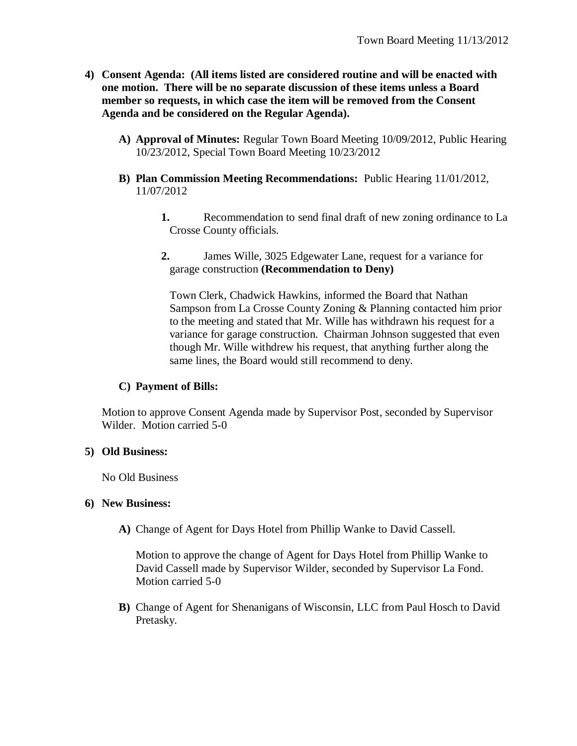4) **Consent Agenda: (All items listed are considered routine and will be enacted with one motion. There will be no separate discussion of these items unless a Board member so requests, in which case the item will be removed from the Consent Agenda and be considered on the Regular Agenda).**

   A) **Approval of Minutes:** Regular Town Board Meeting 10/09/2012, Public Hearing 10/23/2012, Special Town Board Meeting 10/23/2012

   B) **Plan Commission Meeting Recommendations:** Public Hearing 11/01/2012, 11/07/2012

      **1.** Recommendation to send final draft of new zoning ordinance to La Crosse County officials.

      **2.** James Wille, 3025 Edgewater Lane, request for a variance for garage construction **(Recommendation to Deny)**

      Town Clerk, Chadwick Hawkins, informed the Board that Nathan Sampson from La Crosse County Zoning & Planning contacted him prior to the meeting and stated that Mr. Wille has withdrawn his request for a variance for garage construction. Chairman Johnson suggested that even though Mr. Wille withdrew his request, that anything further along the same lines, the Board would still recommend to deny.

   C) **Payment of Bills:**

   Motion to approve Consent Agenda made by Supervisor Post, seconded by Supervisor Wilder. Motion carried 5-0

5) **Old Business:**

   No Old Business

6) **New Business:**

   A) Change of Agent for Days Hotel from Phillip Wanke to David Cassell.

      Motion to approve the change of Agent for Days Hotel from Phillip Wanke to David Cassell made by Supervisor Wilder, seconded by Supervisor La Fond. Motion carried 5-0

   B) Change of Agent for Shenanigans of Wisconsin, LLC from Paul Hosch to David Pretasky.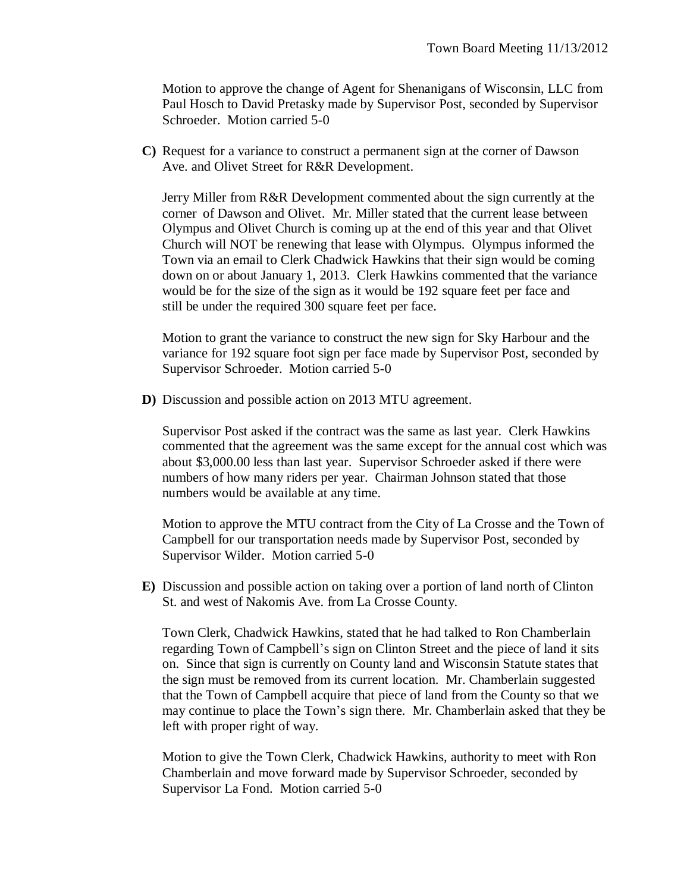Motion to approve the change of Agent for Shenanigans of Wisconsin, LLC from Paul Hosch to David Pretasky made by Supervisor Post, seconded by Supervisor Schroeder. Motion carried 5-0

**C)** Request for a variance to construct a permanent sign at the corner of Dawson Ave. and Olivet Street for R&R Development.

Jerry Miller from R&R Development commented about the sign currently at the corner of Dawson and Olivet. Mr. Miller stated that the current lease between Olympus and Olivet Church is coming up at the end of this year and that Olivet Church will NOT be renewing that lease with Olympus. Olympus informed the Town via an email to Clerk Chadwick Hawkins that their sign would be coming down on or about January 1, 2013. Clerk Hawkins commented that the variance would be for the size of the sign as it would be 192 square feet per face and still be under the required 300 square feet per face.

Motion to grant the variance to construct the new sign for Sky Harbour and the variance for 192 square foot sign per face made by Supervisor Post, seconded by Supervisor Schroeder. Motion carried 5-0

**D)** Discussion and possible action on 2013 MTU agreement.

Supervisor Post asked if the contract was the same as last year. Clerk Hawkins commented that the agreement was the same except for the annual cost which was about $3,000.00 less than last year. Supervisor Schroeder asked if there were numbers of how many riders per year. Chairman Johnson stated that those numbers would be available at any time.

Motion to approve the MTU contract from the City of La Crosse and the Town of Campbell for our transportation needs made by Supervisor Post, seconded by Supervisor Wilder. Motion carried 5-0

**E)** Discussion and possible action on taking over a portion of land north of Clinton St. and west of Nakomis Ave. from La Crosse County.

Town Clerk, Chadwick Hawkins, stated that he had talked to Ron Chamberlain regarding Town of Campbell's sign on Clinton Street and the piece of land it sits on. Since that sign is currently on County land and Wisconsin Statute states that the sign must be removed from its current location. Mr. Chamberlain suggested that the Town of Campbell acquire that piece of land from the County so that we may continue to place the Town's sign there. Mr. Chamberlain asked that they be left with proper right of way.

Motion to give the Town Clerk, Chadwick Hawkins, authority to meet with Ron Chamberlain and move forward made by Supervisor Schroeder, seconded by Supervisor La Fond. Motion carried 5-0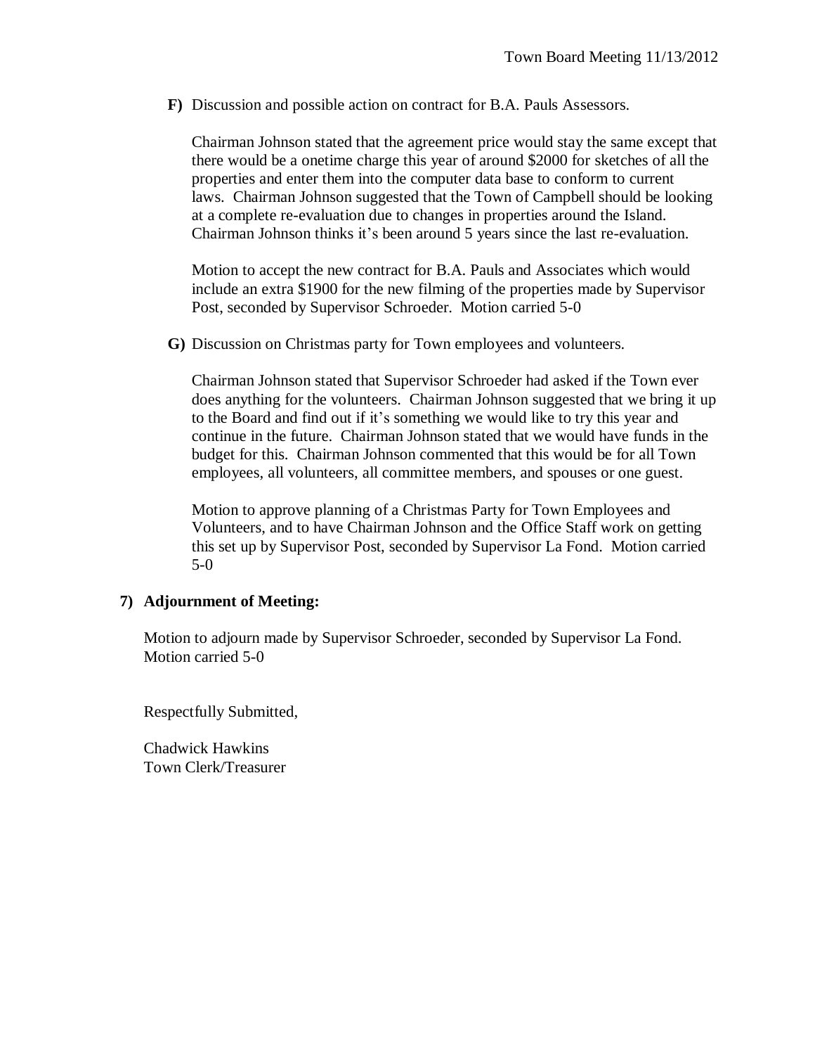**F)** Discussion and possible action on contract for B.A. Pauls Assessors.

Chairman Johnson stated that the agreement price would stay the same except that there would be a onetime charge this year of around $2000 for sketches of all the properties and enter them into the computer data base to conform to current laws. Chairman Johnson suggested that the Town of Campbell should be looking at a complete re-evaluation due to changes in properties around the Island. Chairman Johnson thinks it's been around 5 years since the last re-evaluation.

Motion to accept the new contract for B.A. Pauls and Associates which would include an extra $1900 for the new filming of the properties made by Supervisor Post, seconded by Supervisor Schroeder. Motion carried 5-0

**G)** Discussion on Christmas party for Town employees and volunteers.

Chairman Johnson stated that Supervisor Schroeder had asked if the Town ever does anything for the volunteers. Chairman Johnson suggested that we bring it up to the Board and find out if it's something we would like to try this year and continue in the future. Chairman Johnson stated that we would have funds in the budget for this. Chairman Johnson commented that this would be for all Town employees, all volunteers, all committee members, and spouses or one guest.

Motion to approve planning of a Christmas Party for Town Employees and Volunteers, and to have Chairman Johnson and the Office Staff work on getting this set up by Supervisor Post, seconded by Supervisor La Fond. Motion carried 5-0

## 7) Adjournment of Meeting:

Motion to adjourn made by Supervisor Schroeder, seconded by Supervisor La Fond. Motion carried 5-0

Respectfully Submitted,

Chadwick Hawkins
Town Clerk/Treasurer